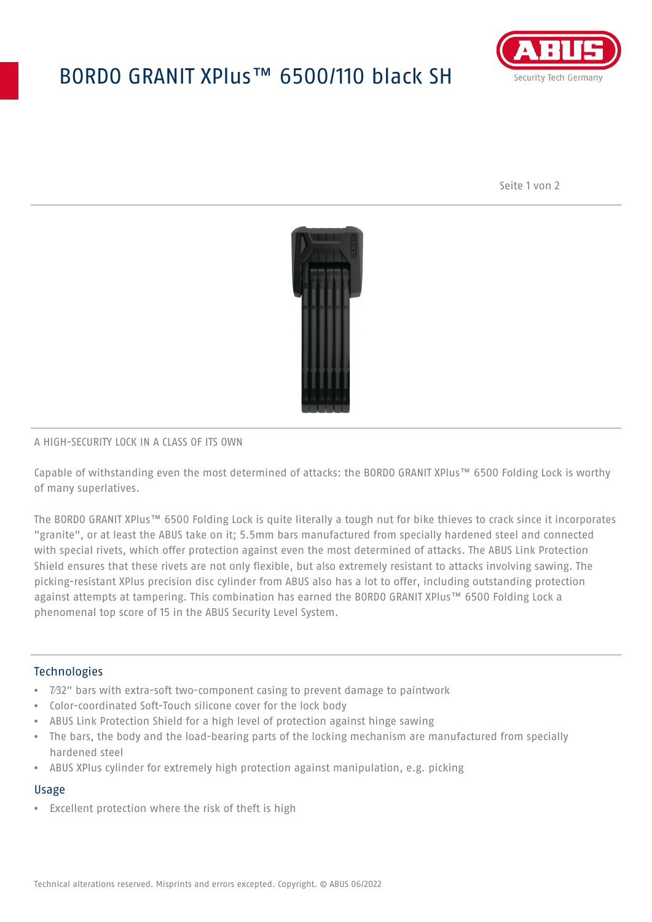# BORDO GRANIT XPlus™ 6500/110 black SH

A HIGH-SECURITY LOCK IN A CLASS OF ITS OWN

Capable of withstanding even the most determined of attacks: the BORDO GRANIT XPlus™ 6500 Folding Lock is worthy of many superlatives.

The BORDO GRANIT XPlus™ 6500 Folding Lock is quite literally a tough nut for bike thieves to crack since it incorporates "granite", or at least the ABUS take on it; 5.5mm bars manufactured from specially hardened steel and connected with special rivets, which offer protection against even the most determined of attacks. The ABUS Link Protection Shield ensures that these rivets are not only flexible, but also extremely resistant to attacks involving sawing. The picking-resistant XPlus precision disc cylinder from ABUS also has a lot to offer, including outstanding protection against attempts at tampering. This combination has earned the BORDO GRANIT XPlus™ 6500 Folding Lock a phenomenal top score of 15 in the ABUS Security Level System.

## Technologies

- 7⁄32" bars with extra-soft two-component casing to prevent damage to paintwork
- Color-coordinated Soft-Touch silicone cover for the lock body
- ABUS Link Protection Shield for a high level of protection against hinge sawing
- The bars, the body and the load-bearing parts of the locking mechanism are manufactured from specially hardened steel
- ABUS XPlus cylinder for extremely high protection against manipulation, e.g. picking

## Usage

- Excellent protection where the risk of theft is high

Technical alterations reserved. Misprints and errors excepted. Copyright. © ABUS 06/2022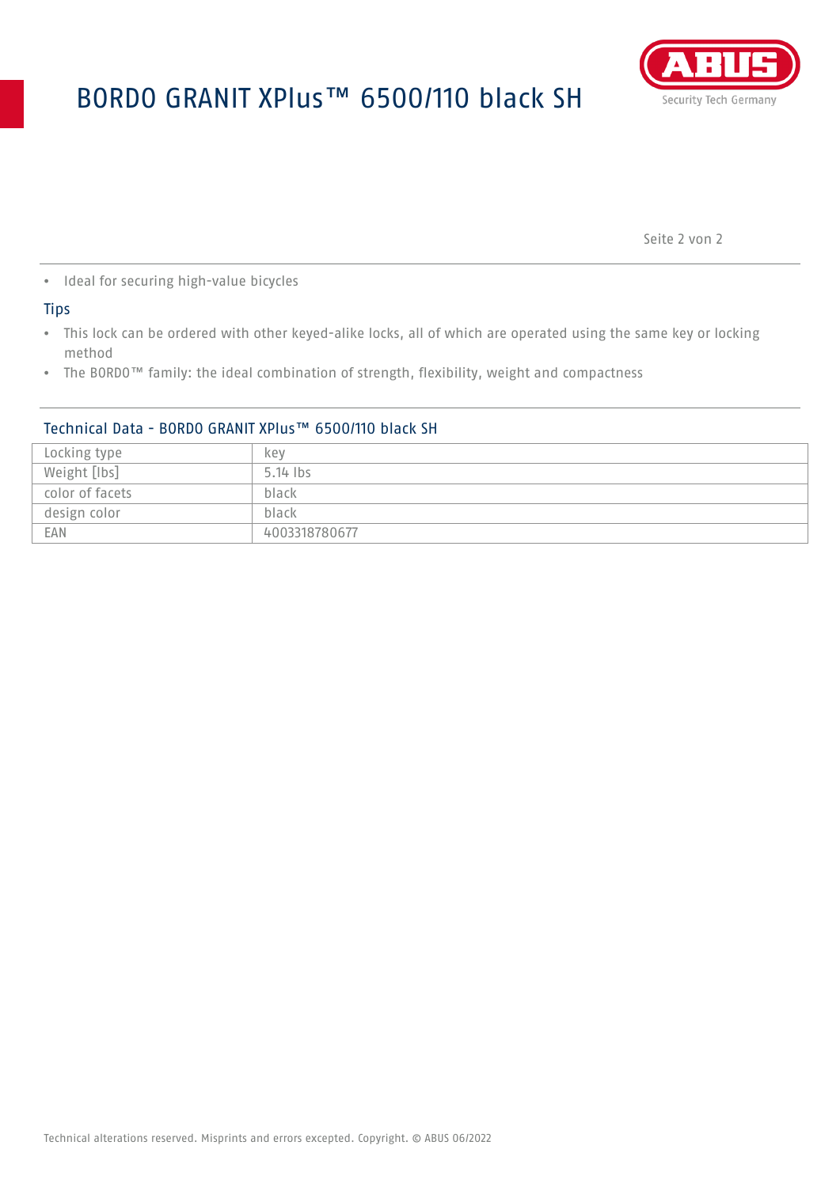- Ideal for securing high-value bicycles

## Tips

- This lock can be ordered with other keyed-alike locks, all of which are operated using the same key or locking method
- The BORDO™ family: the ideal combination of strength, flexibility, weight and compactness

### Technical Data - BORDO GRANIT XPlus™ 6500/110 black SH

| | |
|---|---|
| Locking type | key |
| Weight [lbs] | 5.14 lbs |
| color of facets | black |
| design color | black |
| EAN | 4003318780677 |

Technical alterations reserved. Misprints and errors excepted. Copyright. © ABUS 06/2022